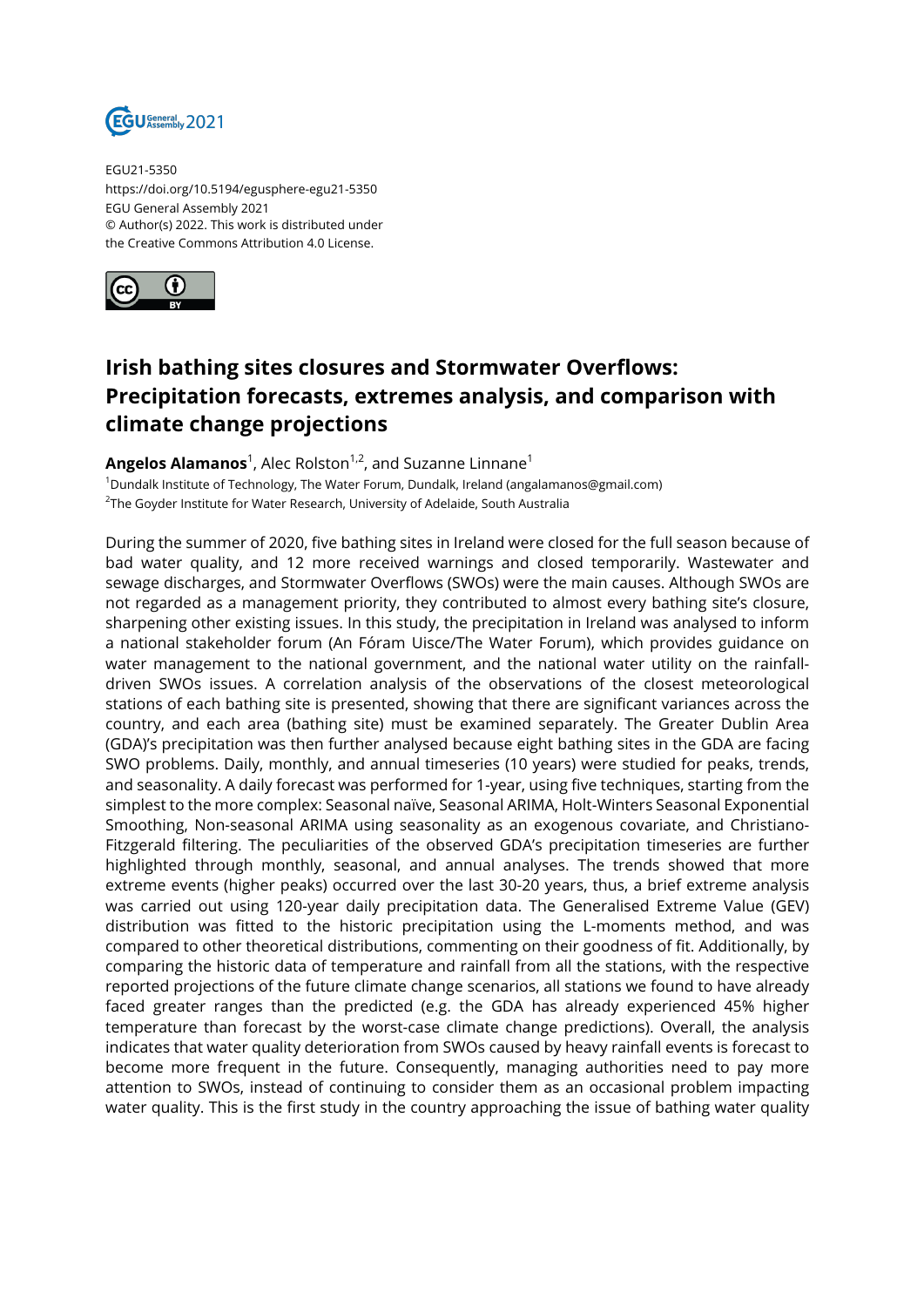EGU21-5350
https://doi.org/10.5194/egusphere-egu21-5350
EGU General Assembly 2021
© Author(s) 2022. This work is distributed under the Creative Commons Attribution 4.0 License.

# Irish bathing sites closures and Stormwater Overflows: Precipitation forecasts, extremes analysis, and comparison with climate change projections

**Angelos Alamanos**[1], Alec Rolston[1,2], and Suzanne Linnane[1]

[1]Dundalk Institute of Technology, The Water Forum, Dundalk, Ireland (angalamanos@gmail.com)
[2]The Goyder Institute for Water Research, University of Adelaide, South Australia

During the summer of 2020, five bathing sites in Ireland were closed for the full season because of bad water quality, and 12 more received warnings and closed temporarily. Wastewater and sewage discharges, and Stormwater Overflows (SWOs) were the main causes. Although SWOs are not regarded as a management priority, they contributed to almost every bathing site's closure, sharpening other existing issues. In this study, the precipitation in Ireland was analysed to inform a national stakeholder forum (An Fóram Uisce/The Water Forum), which provides guidance on water management to the national government, and the national water utility on the rainfall-driven SWOs issues. A correlation analysis of the observations of the closest meteorological stations of each bathing site is presented, showing that there are significant variances across the country, and each area (bathing site) must be examined separately. The Greater Dublin Area (GDA)'s precipitation was then further analysed because eight bathing sites in the GDA are facing SWO problems. Daily, monthly, and annual timeseries (10 years) were studied for peaks, trends, and seasonality. A daily forecast was performed for 1-year, using five techniques, starting from the simplest to the more complex: Seasonal naïve, Seasonal ARIMA, Holt-Winters Seasonal Exponential Smoothing, Non-seasonal ARIMA using seasonality as an exogenous covariate, and Christiano-Fitzgerald filtering. The peculiarities of the observed GDA's precipitation timeseries are further highlighted through monthly, seasonal, and annual analyses. The trends showed that more extreme events (higher peaks) occurred over the last 30-20 years, thus, a brief extreme analysis was carried out using 120-year daily precipitation data. The Generalised Extreme Value (GEV) distribution was fitted to the historic precipitation using the L-moments method, and was compared to other theoretical distributions, commenting on their goodness of fit. Additionally, by comparing the historic data of temperature and rainfall from all the stations, with the respective reported projections of the future climate change scenarios, all stations we found to have already faced greater ranges than the predicted (e.g. the GDA has already experienced 45% higher temperature than forecast by the worst-case climate change predictions). Overall, the analysis indicates that water quality deterioration from SWOs caused by heavy rainfall events is forecast to become more frequent in the future. Consequently, managing authorities need to pay more attention to SWOs, instead of continuing to consider them as an occasional problem impacting water quality. This is the first study in the country approaching the issue of bathing water quality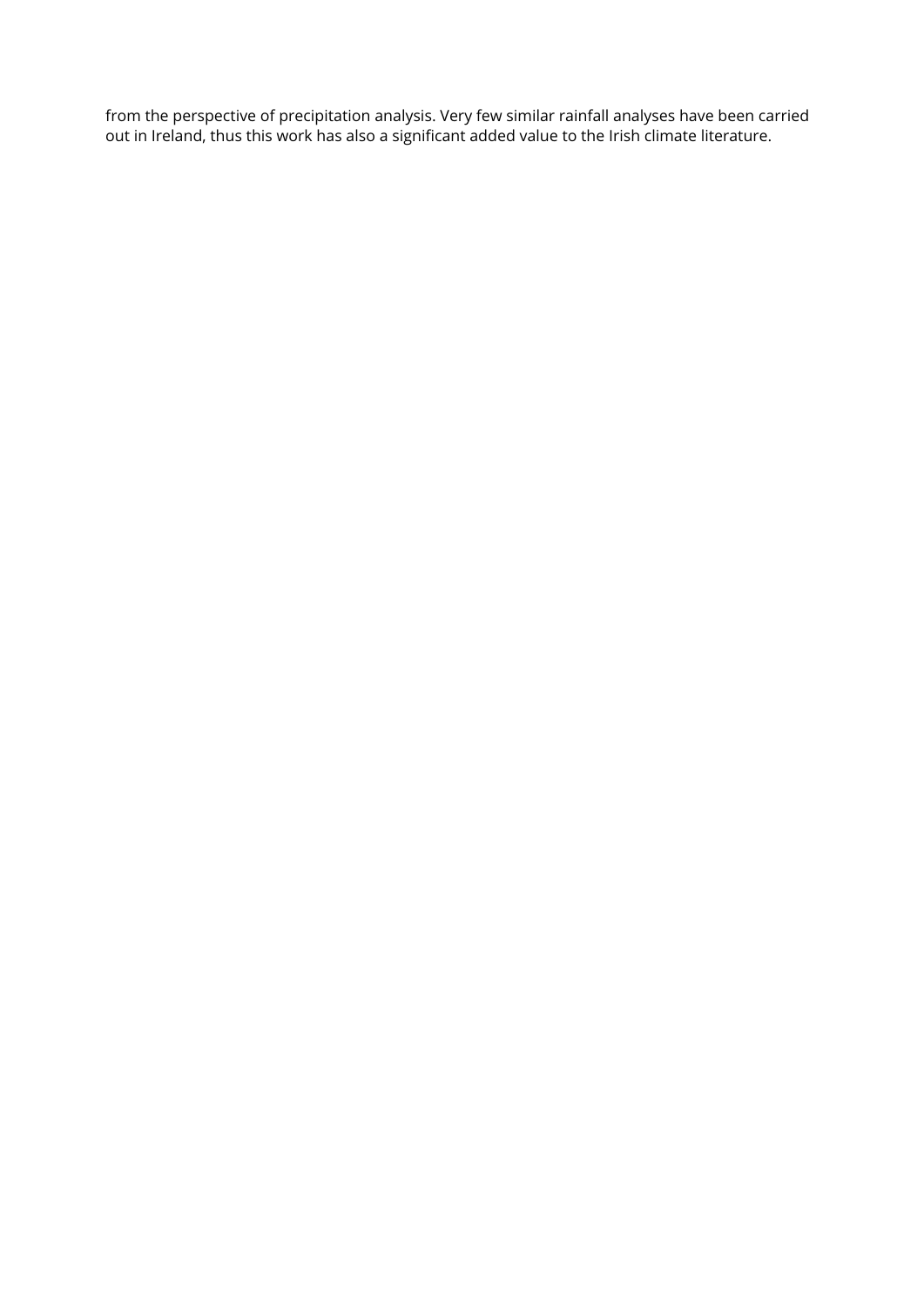from the perspective of precipitation analysis. Very few similar rainfall analyses have been carried out in Ireland, thus this work has also a significant added value to the Irish climate literature.